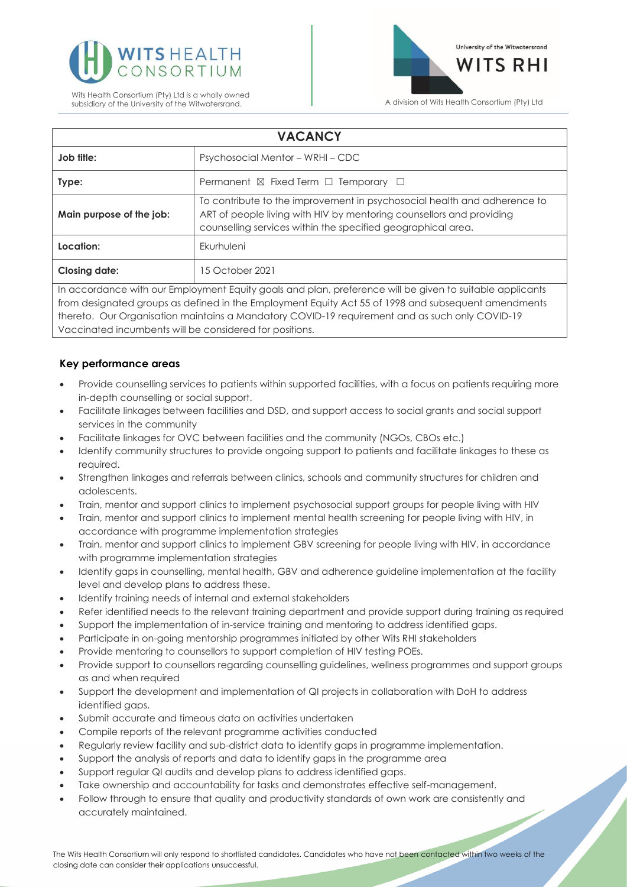WITS HEALTH CONSORTIUM

Wits Health Consortium (Pty) Ltd is a wholly owned subsidiary of the University of the Witwatersrand.

University of the Witwatersrand
WITS RHI
A division of Wits Health Consortium (Pty) Ltd

| VACANCY | |
|---|---|
| **Job title:** | Psychosocial Mentor – WRHI – CDC |
| **Type:** | Permanent ☒ Fixed Term ☐ Temporary ☐ |
| **Main purpose of the job:** | To contribute to the improvement in psychosocial health and adherence to ART of people living with HIV by mentoring counsellors and providing counselling services within the specified geographical area. |
| **Location:** | Ekurhuleni |
| **Closing date:** | 15 October 2021 |
| In accordance with our Employment Equity goals and plan, preference will be given to suitable applicants from designated groups as defined in the Employment Equity Act 55 of 1998 and subsequent amendments thereto. Our Organisation maintains a Mandatory COVID-19 requirement and as such only COVID-19 Vaccinated incumbents will be considered for positions. | |

### Key performance areas

- Provide counselling services to patients within supported facilities, with a focus on patients requiring more in-depth counselling or social support.
- Facilitate linkages between facilities and DSD, and support access to social grants and social support services in the community
- Facilitate linkages for OVC between facilities and the community (NGOs, CBOs etc.)
- Identify community structures to provide ongoing support to patients and facilitate linkages to these as required.
- Strengthen linkages and referrals between clinics, schools and community structures for children and adolescents.
- Train, mentor and support clinics to implement psychosocial support groups for people living with HIV
- Train, mentor and support clinics to implement mental health screening for people living with HIV, in accordance with programme implementation strategies
- Train, mentor and support clinics to implement GBV screening for people living with HIV, in accordance with programme implementation strategies
- Identify gaps in counselling, mental health, GBV and adherence guideline implementation at the facility level and develop plans to address these.
- Identify training needs of internal and external stakeholders
- Refer identified needs to the relevant training department and provide support during training as required
- Support the implementation of in-service training and mentoring to address identified gaps.
- Participate in on-going mentorship programmes initiated by other Wits RHI stakeholders
- Provide mentoring to counsellors to support completion of HIV testing POEs.
- Provide support to counsellors regarding counselling guidelines, wellness programmes and support groups as and when required
- Support the development and implementation of QI projects in collaboration with DoH to address identified gaps.
- Submit accurate and timeous data on activities undertaken
- Compile reports of the relevant programme activities conducted
- Regularly review facility and sub-district data to identify gaps in programme implementation.
- Support the analysis of reports and data to identify gaps in the programme area
- Support regular QI audits and develop plans to address identified gaps.
- Take ownership and accountability for tasks and demonstrates effective self-management.
- Follow through to ensure that quality and productivity standards of own work are consistently and accurately maintained.

The Wits Health Consortium will only respond to shortlisted candidates. Candidates who have not been contacted within two weeks of the closing date can consider their applications unsuccessful.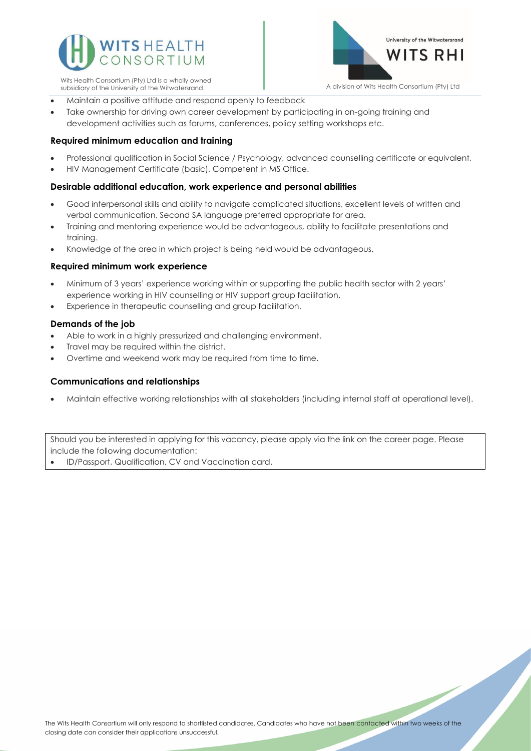- Maintain a positive attitude and respond openly to feedback
- Take ownership for driving own career development by participating in on-going training and development activities such as forums, conferences, policy setting workshops etc.

### Required minimum education and training

- Professional qualification in Social Science / Psychology, advanced counselling certificate or equivalent,
- HIV Management Certificate (basic), Competent in MS Office.

### Desirable additional education, work experience and personal abilities

- Good interpersonal skills and ability to navigate complicated situations, excellent levels of written and verbal communication, Second SA language preferred appropriate for area.
- Training and mentoring experience would be advantageous, ability to facilitate presentations and training.
- Knowledge of the area in which project is being held would be advantageous.

### Required minimum work experience

- Minimum of 3 years' experience working within or supporting the public health sector with 2 years' experience working in HIV counselling or HIV support group facilitation.
- Experience in therapeutic counselling and group facilitation.

### Demands of the job

- Able to work in a highly pressurized and challenging environment.
- Travel may be required within the district.
- Overtime and weekend work may be required from time to time.

### Communications and relationships

- Maintain effective working relationships with all stakeholders (including internal staff at operational level).

Should you be interested in applying for this vacancy, please apply via the link on the career page. Please include the following documentation:

- ID/Passport, Qualification, CV and Vaccination card.

The Wits Health Consortium will only respond to shortlisted candidates. Candidates who have not been contacted within two weeks of the closing date can consider their applications unsuccessful.